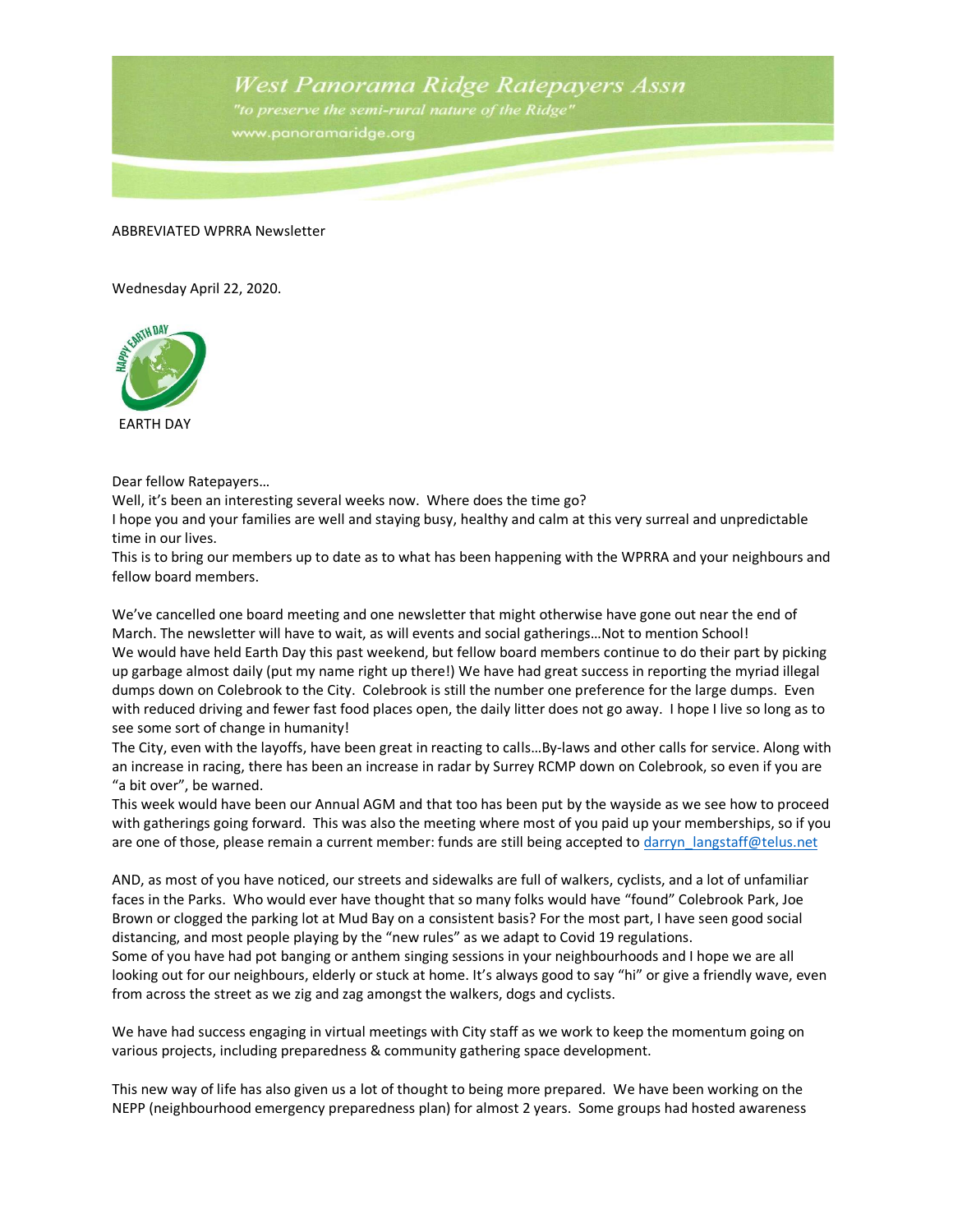# West Panorama Ridge Ratepayers Assn

*"to preserve the semi-rural nature of the Ridge"*

www.panoramaridge.org

ABBREVIATED WPRRA Newsletter

Wednesday April 22, 2020.

HAPPY EARTH DAY

EARTH DAY

Dear fellow Ratepayers…

Well, it's been an interesting several weeks now. Where does the time go?

I hope you and your families are well and staying busy, healthy and calm at this very surreal and unpredictable time in our lives.

This is to bring our members up to date as to what has been happening with the WPRRA and your neighbours and fellow board members.

We've cancelled one board meeting and one newsletter that might otherwise have gone out near the end of March. The newsletter will have to wait, as will events and social gatherings…Not to mention School!

We would have held Earth Day this past weekend, but fellow board members continue to do their part by picking up garbage almost daily (put my name right up there!) We have had great success in reporting the myriad illegal dumps down on Colebrook to the City. Colebrook is still the number one preference for the large dumps. Even with reduced driving and fewer fast food places open, the daily litter does not go away. I hope I live so long as to see some sort of change in humanity!

The City, even with the layoffs, have been great in reacting to calls…By-laws and other calls for service. Along with an increase in racing, there has been an increase in radar by Surrey RCMP down on Colebrook, so even if you are "a bit over", be warned.

This week would have been our Annual AGM and that too has been put by the wayside as we see how to proceed with gatherings going forward. This was also the meeting where most of you paid up your memberships, so if you are one of those, please remain a current member: funds are still being accepted to darryn_langstaff@telus.net

AND, as most of you have noticed, our streets and sidewalks are full of walkers, cyclists, and a lot of unfamiliar faces in the Parks. Who would ever have thought that so many folks would have "found" Colebrook Park, Joe Brown or clogged the parking lot at Mud Bay on a consistent basis? For the most part, I have seen good social distancing, and most people playing by the "new rules" as we adapt to Covid 19 regulations.

Some of you have had pot banging or anthem singing sessions in your neighbourhoods and I hope we are all looking out for our neighbours, elderly or stuck at home. It's always good to say "hi" or give a friendly wave, even from across the street as we zig and zag amongst the walkers, dogs and cyclists.

We have had success engaging in virtual meetings with City staff as we work to keep the momentum going on various projects, including preparedness & community gathering space development.

This new way of life has also given us a lot of thought to being more prepared. We have been working on the NEPP (neighbourhood emergency preparedness plan) for almost 2 years. Some groups had hosted awareness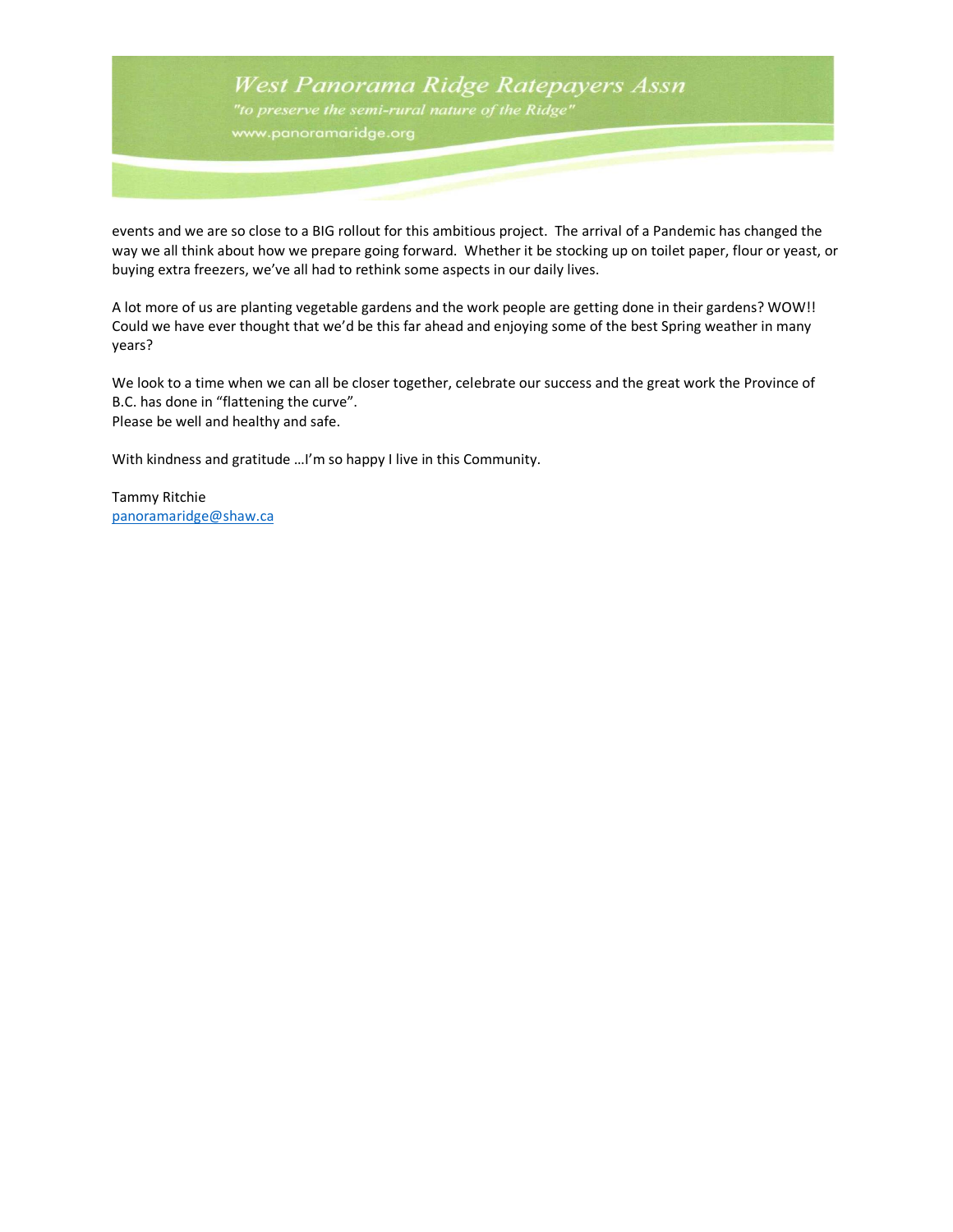events and we are so close to a BIG rollout for this ambitious project. The arrival of a Pandemic has changed the way we all think about how we prepare going forward. Whether it be stocking up on toilet paper, flour or yeast, or buying extra freezers, we've all had to rethink some aspects in our daily lives.

A lot more of us are planting vegetable gardens and the work people are getting done in their gardens? WOW!! Could we have ever thought that we'd be this far ahead and enjoying some of the best Spring weather in many years?

We look to a time when we can all be closer together, celebrate our success and the great work the Province of B.C. has done in "flattening the curve".
Please be well and healthy and safe.

With kindness and gratitude …I'm so happy I live in this Community.

Tammy Ritchie
panoramaridge@shaw.ca